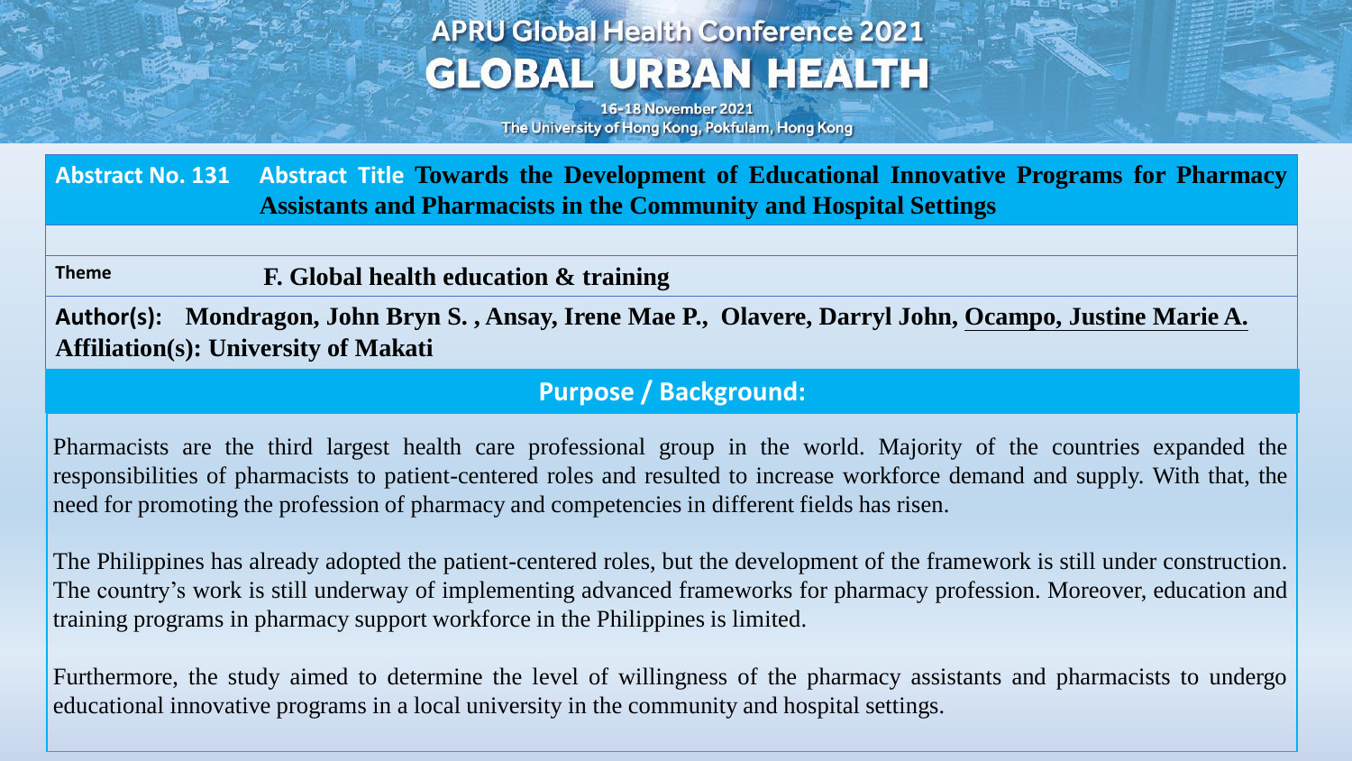# APRU Global Health Conference 2021
## GLOBAL URBAN HEALTH

16-18 November 2021
The University of Hong Kong, Pokfulam, Hong Kong

**Abstract No. 131** **Abstract Title** **Towards the Development of Educational Innovative Programs for Pharmacy Assistants and Pharmacists in the Community and Hospital Settings**

**Theme** **F. Global health education & training**

**Author(s):** **Mondragon, John Bryn S. , Ansay, Irene Mae P., Olavere, Darryl John, Ocampo, Justine Marie A.**

**Affiliation(s): University of Makati**

## Purpose / Background:

Pharmacists are the third largest health care professional group in the world. Majority of the countries expanded the responsibilities of pharmacists to patient-centered roles and resulted to increase workforce demand and supply. With that, the need for promoting the profession of pharmacy and competencies in different fields has risen.

The Philippines has already adopted the patient-centered roles, but the development of the framework is still under construction. The country's work is still underway of implementing advanced frameworks for pharmacy profession. Moreover, education and training programs in pharmacy support workforce in the Philippines is limited.

Furthermore, the study aimed to determine the level of willingness of the pharmacy assistants and pharmacists to undergo educational innovative programs in a local university in the community and hospital settings.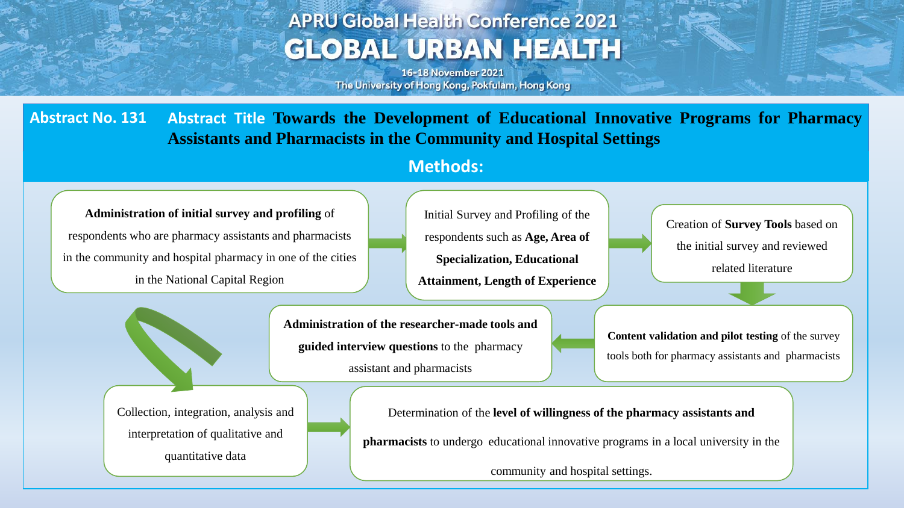**Abstract No. 131** **Abstract Title** **Towards the Development of Educational Innovative Programs for Pharmacy Assistants and Pharmacists in the Community and Hospital Settings**

## Methods:

1. **Administration of initial survey and profiling** of respondents who are pharmacy assistants and pharmacists in the community and hospital pharmacy in one of the cities in the National Capital Region
2. Initial Survey and Profiling of the respondents such as **Age, Area of Specialization, Educational Attainment, Length of Experience**
3. Creation of **Survey Tools** based on the initial survey and reviewed related literature
4. **Content validation and pilot testing** of the survey tools both for pharmacy assistants and pharmacists
5. **Administration of the researcher-made tools and guided interview questions** to the pharmacy assistant and pharmacists
6. Collection, integration, analysis and interpretation of qualitative and quantitative data
7. Determination of the **level of willingness of the pharmacy assistants and pharmacists** to undergo educational innovative programs in a local university in the community and hospital settings.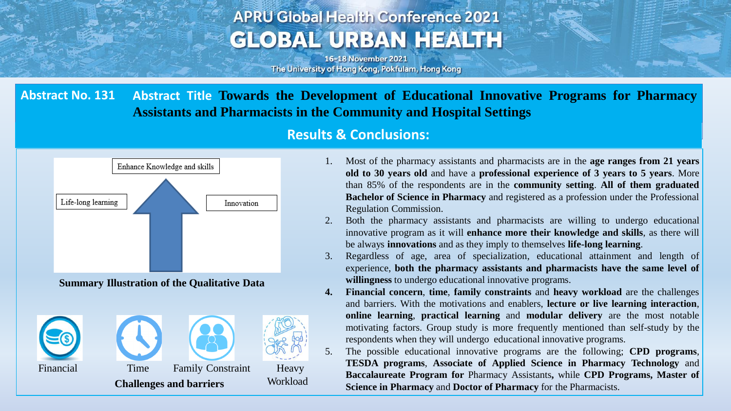# APRU Global Health Conference 2021

# GLOBAL URBAN HEALTH

16-18 November 2021
The University of Hong Kong, Pokfulam, Hong Kong

**Abstract No. 131** **Abstract Title** **Towards the Development of Educational Innovative Programs for Pharmacy Assistants and Pharmacists in the Community and Hospital Settings**

## Results & Conclusions:

Enhance Knowledge and skills

Life-long learning

Innovation

**Summary Illustration of the Qualitative Data**

Financial

Time

Family Constraint

Heavy Workload

**Challenges and barriers**

1. Most of the pharmacy assistants and pharmacists are in the **age ranges from 21 years old to 30 years old** and have a **professional experience of 3 years to 5 years**. More than 85% of the respondents are in the **community setting**. **All of them graduated Bachelor of Science in Pharmacy** and registered as a profession under the Professional Regulation Commission.
2. Both the pharmacy assistants and pharmacists are willing to undergo educational innovative program as it will **enhance more their knowledge and skills**, as there will be always **innovations** and as they imply to themselves **life-long learning**.
3. Regardless of age, area of specialization, educational attainment and length of experience, **both the pharmacy assistants and pharmacists have the same level of willingness** to undergo educational innovative programs.
4. **Financial concern**, **time**, **family constraints** and **heavy workload** are the challenges and barriers. With the motivations and enablers, **lecture or live learning interaction**, **online learning**, **practical learning** and **modular delivery** are the most notable motivating factors. Group study is more frequently mentioned than self-study by the respondents when they will undergo educational innovative programs.
5. The possible educational innovative programs are the following; **CPD programs**, **TESDA programs**, **Associate of Applied Science in Pharmacy Technology** and **Baccalaureate Program for** Pharmacy Assistants**,** while **CPD Programs, Master of Science in Pharmacy** and **Doctor of Pharmacy** for the Pharmacists.